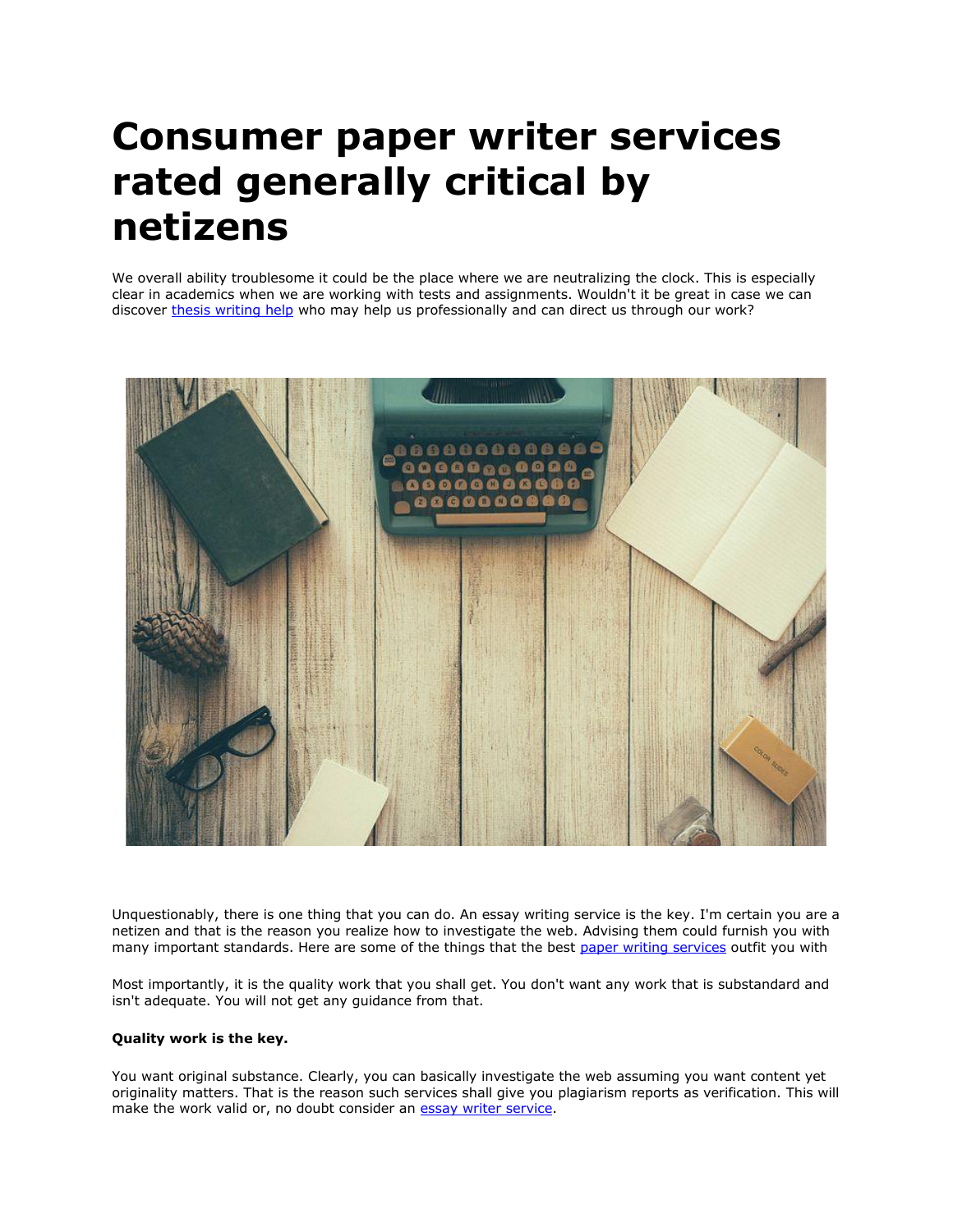# Consumer paper writer services rated generally critical by netizens

We overall ability troublesome it could be the place where we are neutralizing the clock. This is especially clear in academics when we are working with tests and assignments. Wouldn't it be great in case we can discover [thesis writing help] who may help us professionally and can direct us through our work?

Unquestionably, there is one thing that you can do. An essay writing service is the key. I'm certain you are a netizen and that is the reason you realize how to investigate the web. Advising them could furnish you with many important standards. Here are some of the things that the best [paper writing services] outfit you with

Most importantly, it is the quality work that you shall get. You don't want any work that is substandard and isn't adequate. You will not get any guidance from that.

**Quality work is the key.**

You want original substance. Clearly, you can basically investigate the web assuming you want content yet originality matters. That is the reason such services shall give you plagiarism reports as verification. This will make the work valid or, no doubt consider an [essay writer service].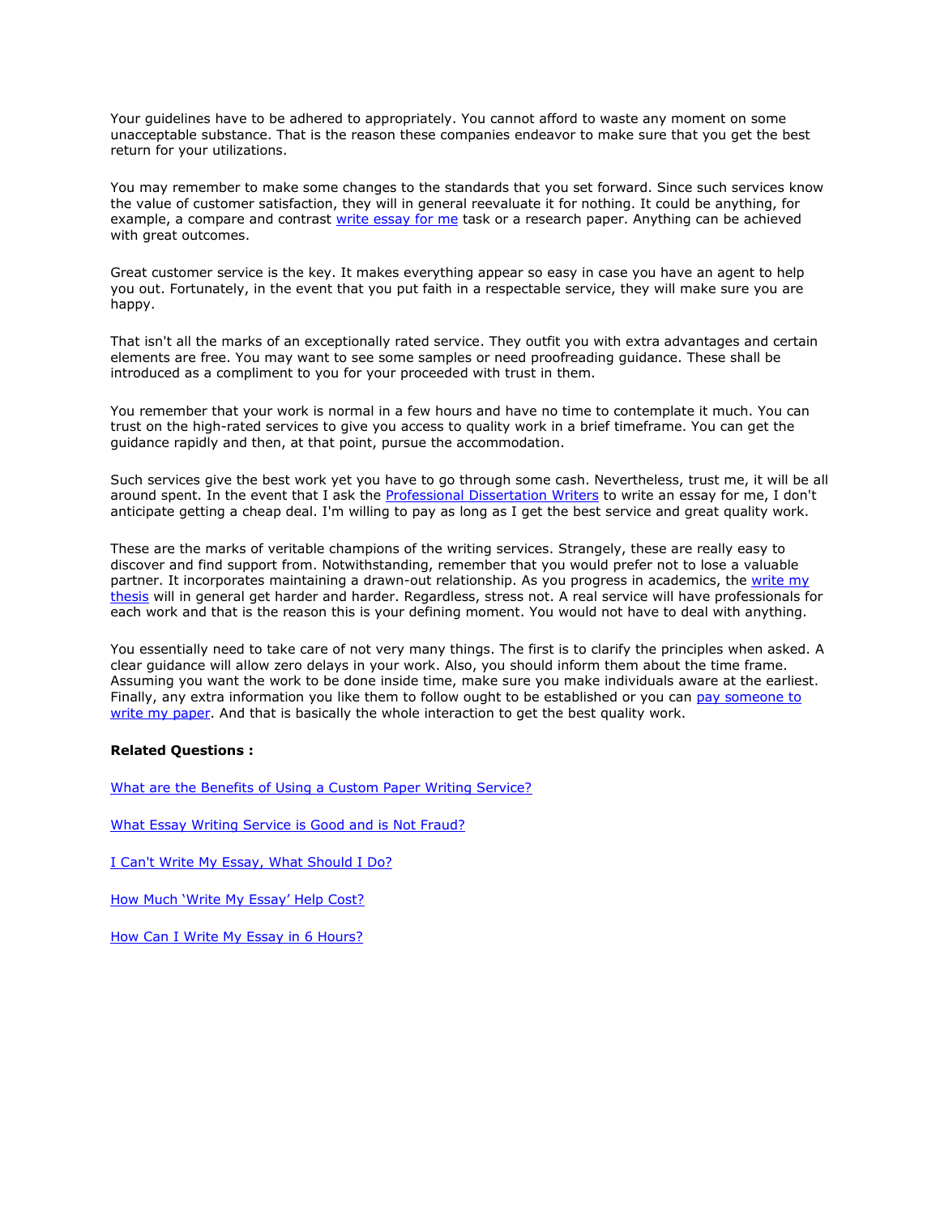Your guidelines have to be adhered to appropriately. You cannot afford to waste any moment on some unacceptable substance. That is the reason these companies endeavor to make sure that you get the best return for your utilizations.

You may remember to make some changes to the standards that you set forward. Since such services know the value of customer satisfaction, they will in general reevaluate it for nothing. It could be anything, for example, a compare and contrast [write essay for me] task or a research paper. Anything can be achieved with great outcomes.

Great customer service is the key. It makes everything appear so easy in case you have an agent to help you out. Fortunately, in the event that you put faith in a respectable service, they will make sure you are happy.

That isn't all the marks of an exceptionally rated service. They outfit you with extra advantages and certain elements are free. You may want to see some samples or need proofreading guidance. These shall be introduced as a compliment to you for your proceeded with trust in them.

You remember that your work is normal in a few hours and have no time to contemplate it much. You can trust on the high-rated services to give you access to quality work in a brief timeframe. You can get the guidance rapidly and then, at that point, pursue the accommodation.

Such services give the best work yet you have to go through some cash. Nevertheless, trust me, it will be all around spent. In the event that I ask the [Professional Dissertation Writers] to write an essay for me, I don't anticipate getting a cheap deal. I'm willing to pay as long as I get the best service and great quality work.

These are the marks of veritable champions of the writing services. Strangely, these are really easy to discover and find support from. Notwithstanding, remember that you would prefer not to lose a valuable partner. It incorporates maintaining a drawn-out relationship. As you progress in academics, the [write my thesis] will in general get harder and harder. Regardless, stress not. A real service will have professionals for each work and that is the reason this is your defining moment. You would not have to deal with anything.

You essentially need to take care of not very many things. The first is to clarify the principles when asked. A clear guidance will allow zero delays in your work. Also, you should inform them about the time frame. Assuming you want the work to be done inside time, make sure you make individuals aware at the earliest. Finally, any extra information you like them to follow ought to be established or you can [pay someone to write my paper]. And that is basically the whole interaction to get the best quality work.

**Related Questions :**

[What are the Benefits of Using a Custom Paper Writing Service?]

[What Essay Writing Service is Good and is Not Fraud?]

[I Can't Write My Essay, What Should I Do?]

[How Much 'Write My Essay' Help Cost?]

[How Can I Write My Essay in 6 Hours?]